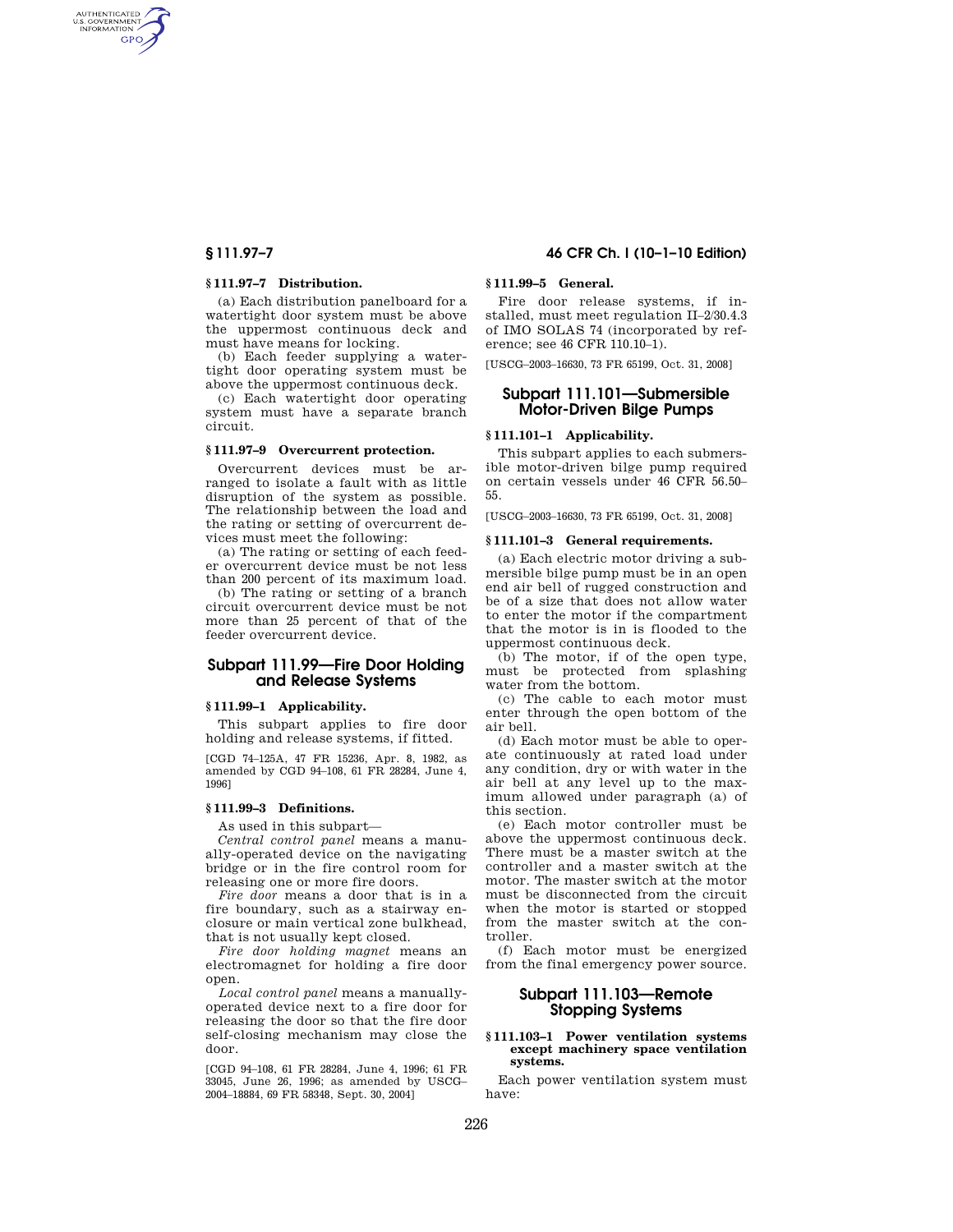### § 111.97–7 Distribution.

(a) Each distribution panelboard for a watertight door system must be above the uppermost continuous deck and must have means for locking.

(b) Each feeder supplying a watertight door operating system must be above the uppermost continuous deck.

(c) Each watertight door operating system must have a separate branch circuit.

### § 111.97–9 Overcurrent protection.

Overcurrent devices must be arranged to isolate a fault with as little disruption of the system as possible. The relationship between the load and the rating or setting of overcurrent devices must meet the following:

(a) The rating or setting of each feeder overcurrent device must be not less than 200 percent of its maximum load.

(b) The rating or setting of a branch circuit overcurrent device must be not more than 25 percent of that of the feeder overcurrent device.

## Subpart 111.99—Fire Door Holding and Release Systems

### § 111.99–1 Applicability.

This subpart applies to fire door holding and release systems, if fitted.

[CGD 74–125A, 47 FR 15236, Apr. 8, 1982, as amended by CGD 94–108, 61 FR 28284, June 4, 1996]

### § 111.99–3 Definitions.

As used in this subpart—

*Central control panel* means a manually-operated device on the navigating bridge or in the fire control room for releasing one or more fire doors.

*Fire door* means a door that is in a fire boundary, such as a stairway enclosure or main vertical zone bulkhead, that is not usually kept closed.

*Fire door holding magnet* means an electromagnet for holding a fire door open.

*Local control panel* means a manually-operated device next to a fire door for releasing the door so that the fire door self-closing mechanism may close the door.

[CGD 94–108, 61 FR 28284, June 4, 1996; 61 FR 33045, June 26, 1996; as amended by USCG–2004–18884, 69 FR 58348, Sept. 30, 2004]

### § 111.99–5 General.

Fire door release systems, if installed, must meet regulation II–2/30.4.3 of IMO SOLAS 74 (incorporated by reference; see 46 CFR 110.10–1).

[USCG–2003–16630, 73 FR 65199, Oct. 31, 2008]

## Subpart 111.101—Submersible Motor-Driven Bilge Pumps

### § 111.101–1 Applicability.

This subpart applies to each submersible motor-driven bilge pump required on certain vessels under 46 CFR 56.50–55.

[USCG–2003–16630, 73 FR 65199, Oct. 31, 2008]

### § 111.101–3 General requirements.

(a) Each electric motor driving a submersible bilge pump must be in an open end air bell of rugged construction and be of a size that does not allow water to enter the motor if the compartment that the motor is in is flooded to the uppermost continuous deck.

(b) The motor, if of the open type, must be protected from splashing water from the bottom.

(c) The cable to each motor must enter through the open bottom of the air bell.

(d) Each motor must be able to operate continuously at rated load under any condition, dry or with water in the air bell at any level up to the maximum allowed under paragraph (a) of this section.

(e) Each motor controller must be above the uppermost continuous deck. There must be a master switch at the controller and a master switch at the motor. The master switch at the motor must be disconnected from the circuit when the motor is started or stopped from the master switch at the controller.

(f) Each motor must be energized from the final emergency power source.

## Subpart 111.103—Remote Stopping Systems

### § 111.103–1 Power ventilation systems except machinery space ventilation systems.

Each power ventilation system must have: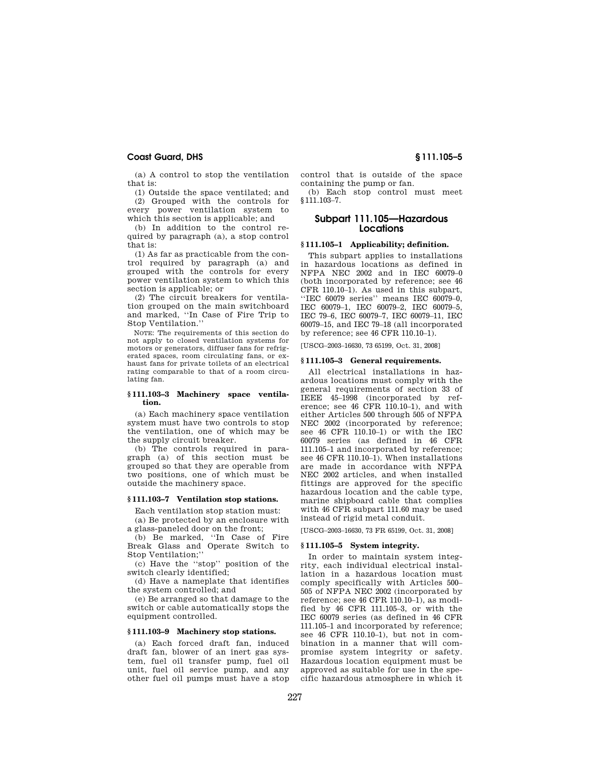(a) A control to stop the ventilation that is:

(1) Outside the space ventilated; and

(2) Grouped with the controls for every power ventilation system to which this section is applicable; and

(b) In addition to the control required by paragraph (a), a stop control that is:

(1) As far as practicable from the control required by paragraph (a) and grouped with the controls for every power ventilation system to which this section is applicable; or

(2) The circuit breakers for ventilation grouped on the main switchboard and marked, ''In Case of Fire Trip to Stop Ventilation.''

NOTE: The requirements of this section do not apply to closed ventilation systems for motors or generators, diffuser fans for refrigerated spaces, room circulating fans, or exhaust fans for private toilets of an electrical rating comparable to that of a room circulating fan.

### § 111.103–3 Machinery space ventilation.

(a) Each machinery space ventilation system must have two controls to stop the ventilation, one of which may be the supply circuit breaker.

(b) The controls required in paragraph (a) of this section must be grouped so that they are operable from two positions, one of which must be outside the machinery space.

### § 111.103–7 Ventilation stop stations.

Each ventilation stop station must:

(a) Be protected by an enclosure with a glass-paneled door on the front;

(b) Be marked, ''In Case of Fire Break Glass and Operate Switch to Stop Ventilation;''

(c) Have the ''stop'' position of the switch clearly identified;

(d) Have a nameplate that identifies the system controlled; and

(e) Be arranged so that damage to the switch or cable automatically stops the equipment controlled.

### § 111.103–9 Machinery stop stations.

(a) Each forced draft fan, induced draft fan, blower of an inert gas system, fuel oil transfer pump, fuel oil unit, fuel oil service pump, and any other fuel oil pumps must have a stop control that is outside of the space containing the pump or fan.

(b) Each stop control must meet § 111.103–7.

## Subpart 111.105—Hazardous Locations

### § 111.105–1 Applicability; definition.

This subpart applies to installations in hazardous locations as defined in NFPA NEC 2002 and in IEC 60079–0 (both incorporated by reference; see 46 CFR 110.10–1). As used in this subpart, ''IEC 60079 series'' means IEC 60079–0, IEC 60079–1, IEC 60079–2, IEC 60079–5, IEC 79–6, IEC 60079–7, IEC 60079–11, IEC 60079–15, and IEC 79–18 (all incorporated by reference; see 46 CFR 110.10–1).

[USCG–2003–16630, 73 65199, Oct. 31, 2008]

### § 111.105–3 General requirements.

All electrical installations in hazardous locations must comply with the general requirements of section 33 of IEEE 45–1998 (incorporated by reference; see 46 CFR 110.10–1), and with either Articles 500 through 505 of NFPA NEC 2002 (incorporated by reference; see 46 CFR 110.10–1) or with the IEC 60079 series (as defined in 46 CFR 111.105–1 and incorporated by reference; see 46 CFR 110.10–1). When installations are made in accordance with NFPA NEC 2002 articles, and when installed fittings are approved for the specific hazardous location and the cable type, marine shipboard cable that complies with 46 CFR subpart 111.60 may be used instead of rigid metal conduit.

[USCG–2003–16630, 73 FR 65199, Oct. 31, 2008]

### § 111.105–5 System integrity.

In order to maintain system integrity, each individual electrical installation in a hazardous location must comply specifically with Articles 500–505 of NFPA NEC 2002 (incorporated by reference; see 46 CFR 110.10–1), as modified by 46 CFR 111.105–3, or with the IEC 60079 series (as defined in 46 CFR 111.105–1 and incorporated by reference; see 46 CFR 110.10–1), but not in combination in a manner that will compromise system integrity or safety. Hazardous location equipment must be approved as suitable for use in the specific hazardous atmosphere in which it